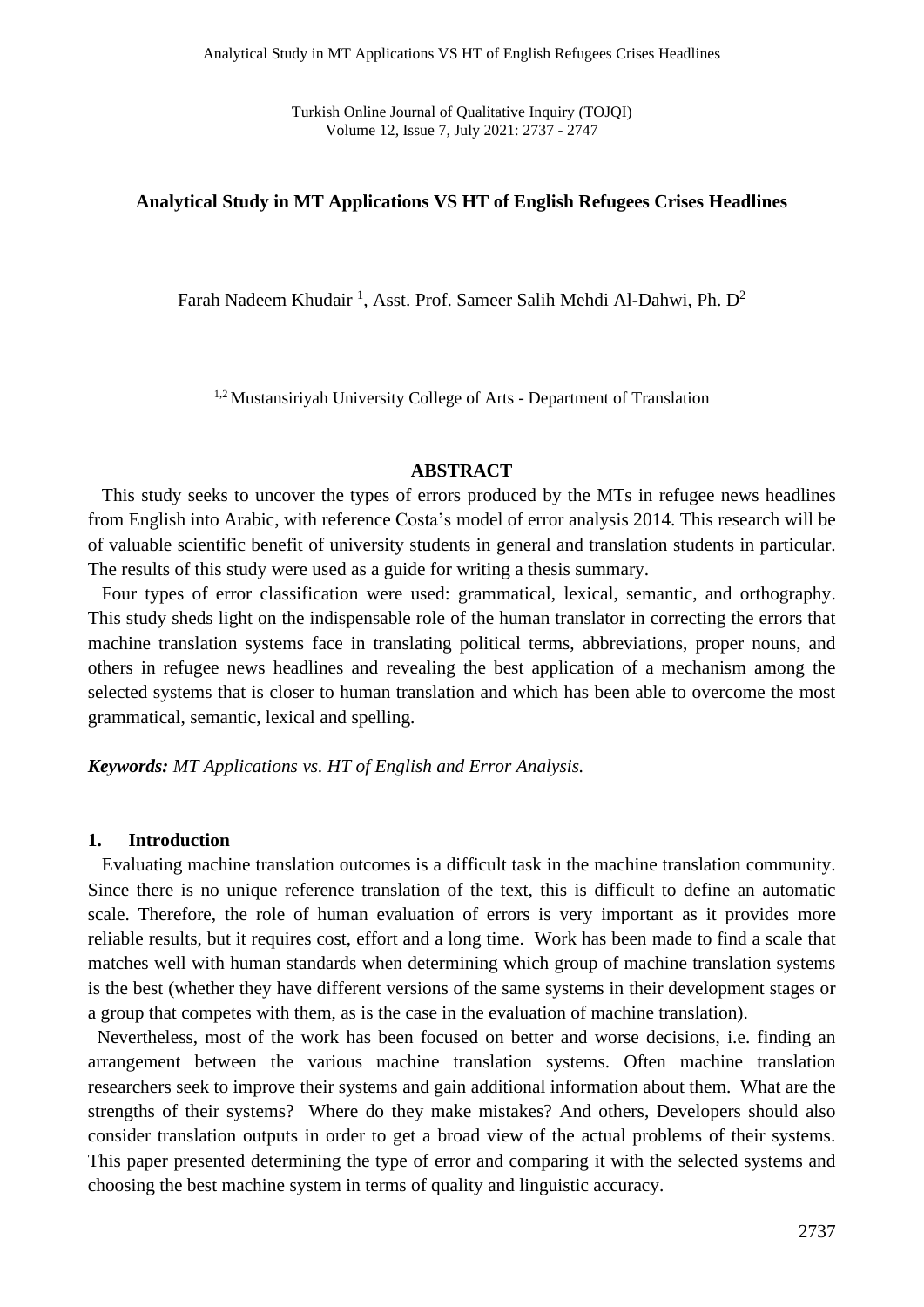# Analytical Study in MT Applications VS HT of English Refugees Crises Headlines

Farah Nadeem Khudair [1], Asst. Prof. Sameer Salih Mehdi Al-Dahwi, Ph. D[2]

[1,2] Mustansiriyah University College of Arts - Department of Translation

## ABSTRACT

This study seeks to uncover the types of errors produced by the MTs in refugee news headlines from English into Arabic, with reference Costa's model of error analysis 2014. This research will be of valuable scientific benefit of university students in general and translation students in particular. The results of this study were used as a guide for writing a thesis summary.

Four types of error classification were used: grammatical, lexical, semantic, and orthography. This study sheds light on the indispensable role of the human translator in correcting the errors that machine translation systems face in translating political terms, abbreviations, proper nouns, and others in refugee news headlines and revealing the best application of a mechanism among the selected systems that is closer to human translation and which has been able to overcome the most grammatical, semantic, lexical and spelling.

***Keywords:*** *MT Applications vs. HT of English and Error Analysis.*

## 1. Introduction

Evaluating machine translation outcomes is a difficult task in the machine translation community. Since there is no unique reference translation of the text, this is difficult to define an automatic scale. Therefore, the role of human evaluation of errors is very important as it provides more reliable results, but it requires cost, effort and a long time. Work has been made to find a scale that matches well with human standards when determining which group of machine translation systems is the best (whether they have different versions of the same systems in their development stages or a group that competes with them, as is the case in the evaluation of machine translation).

Nevertheless, most of the work has been focused on better and worse decisions, i.e. finding an arrangement between the various machine translation systems. Often machine translation researchers seek to improve their systems and gain additional information about them. What are the strengths of their systems? Where do they make mistakes? And others, Developers should also consider translation outputs in order to get a broad view of the actual problems of their systems. This paper presented determining the type of error and comparing it with the selected systems and choosing the best machine system in terms of quality and linguistic accuracy.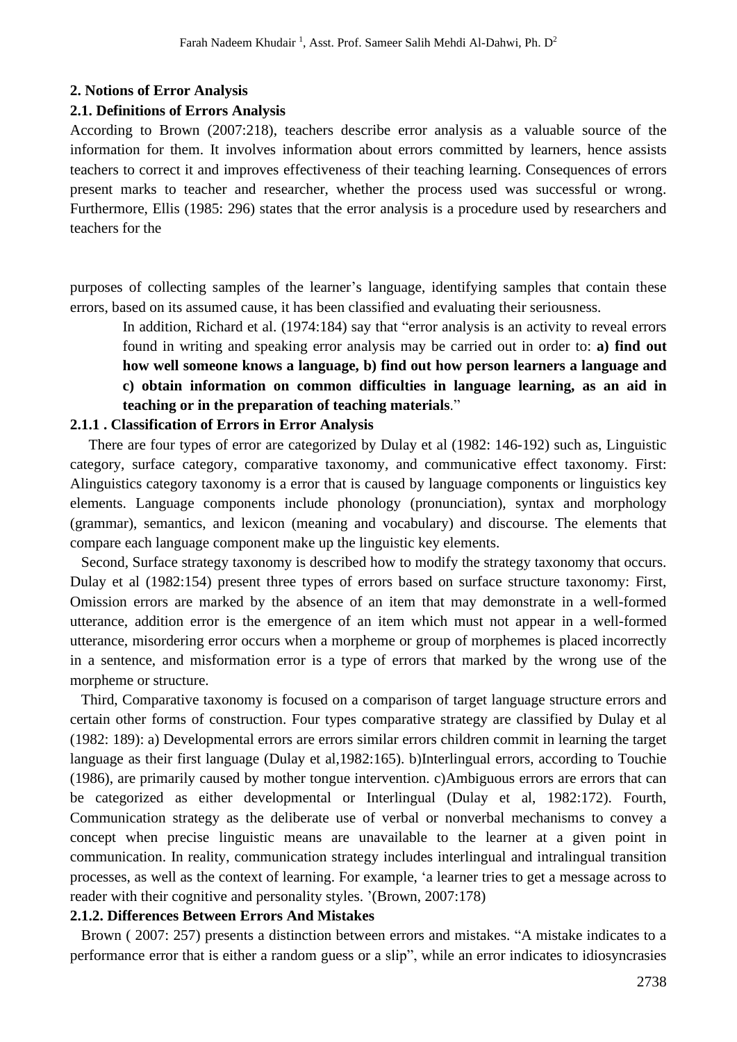## 2. Notions of Error Analysis

### 2.1. Definitions of Errors Analysis

According to Brown (2007:218), teachers describe error analysis as a valuable source of the information for them. It involves information about errors committed by learners, hence assists teachers to correct it and improves effectiveness of their teaching learning. Consequences of errors present marks to teacher and researcher, whether the process used was successful or wrong. Furthermore, Ellis (1985: 296) states that the error analysis is a procedure used by researchers and teachers for the purposes of collecting samples of the learner's language, identifying samples that contain these errors, based on its assumed cause, it has been classified and evaluating their seriousness.

> In addition, Richard et al. (1974:184) say that "error analysis is an activity to reveal errors found in writing and speaking error analysis may be carried out in order to: **a) find out how well someone knows a language, b) find out how person learners a language and c) obtain information on common difficulties in language learning, as an aid in teaching or in the preparation of teaching materials**."

### 2.1.1 . Classification of Errors in Error Analysis

There are four types of error are categorized by Dulay et al (1982: 146-192) such as, Linguistic category, surface category, comparative taxonomy, and communicative effect taxonomy. First: Alinguistics category taxonomy is a error that is caused by language components or linguistics key elements. Language components include phonology (pronunciation), syntax and morphology (grammar), semantics, and lexicon (meaning and vocabulary) and discourse. The elements that compare each language component make up the linguistic key elements.

Second, Surface strategy taxonomy is described how to modify the strategy taxonomy that occurs. Dulay et al (1982:154) present three types of errors based on surface structure taxonomy: First, Omission errors are marked by the absence of an item that may demonstrate in a well-formed utterance, addition error is the emergence of an item which must not appear in a well-formed utterance, misordering error occurs when a morpheme or group of morphemes is placed incorrectly in a sentence, and misformation error is a type of errors that marked by the wrong use of the morpheme or structure.

Third, Comparative taxonomy is focused on a comparison of target language structure errors and certain other forms of construction. Four types comparative strategy are classified by Dulay et al (1982: 189): a) Developmental errors are errors similar errors children commit in learning the target language as their first language (Dulay et al,1982:165). b)Interlingual errors, according to Touchie (1986), are primarily caused by mother tongue intervention. c)Ambiguous errors are errors that can be categorized as either developmental or Interlingual (Dulay et al, 1982:172). Fourth, Communication strategy as the deliberate use of verbal or nonverbal mechanisms to convey a concept when precise linguistic means are unavailable to the learner at a given point in communication. In reality, communication strategy includes interlingual and intralingual transition processes, as well as the context of learning. For example, 'a learner tries to get a message across to reader with their cognitive and personality styles. '(Brown, 2007:178)

### 2.1.2. Differences Between Errors And Mistakes

Brown ( 2007: 257) presents a distinction between errors and mistakes. "A mistake indicates to a performance error that is either a random guess or a slip", while an error indicates to idiosyncrasies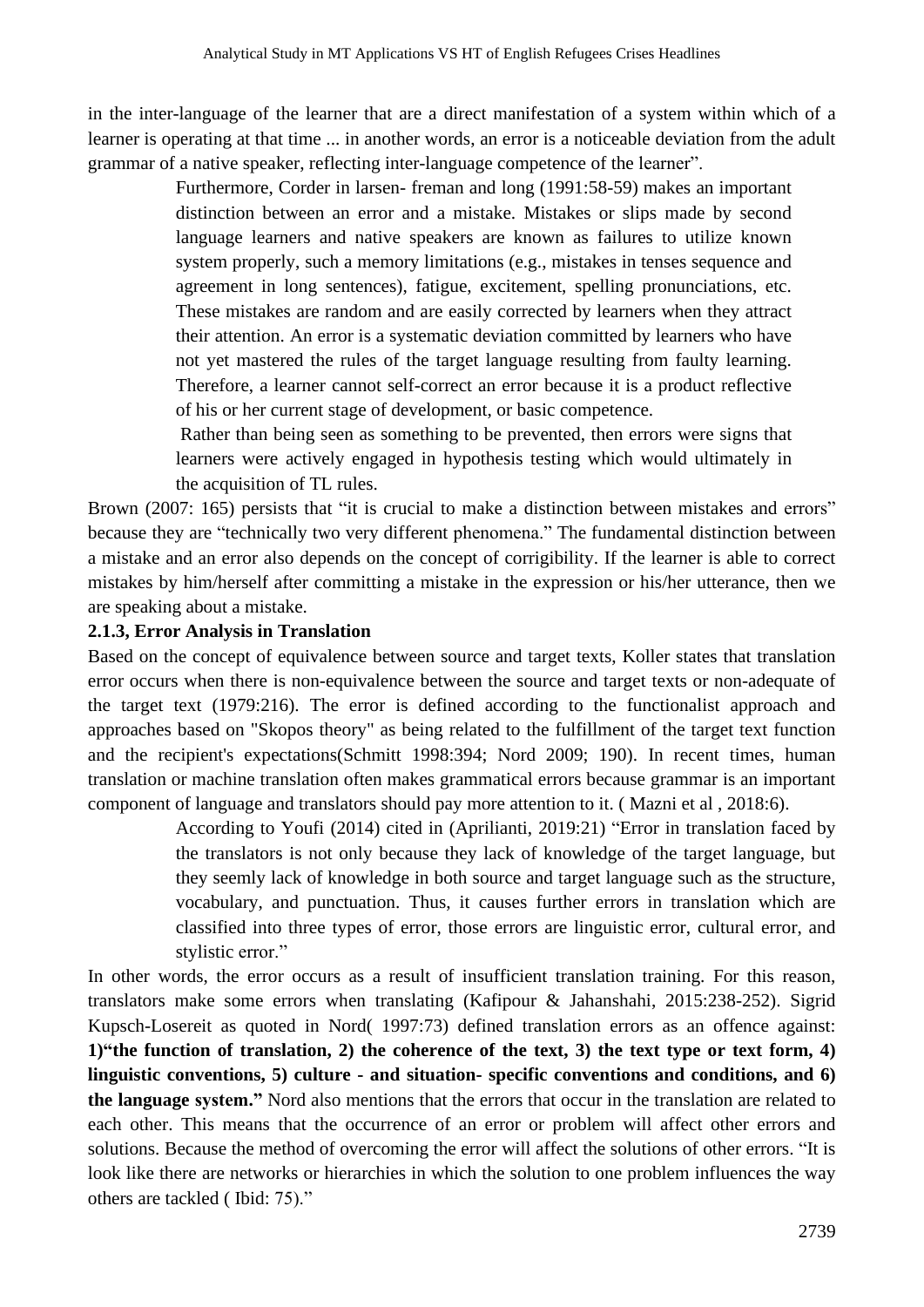in the inter-language of the learner that are a direct manifestation of a system within which of a learner is operating at that time ... in another words, an error is a noticeable deviation from the adult grammar of a native speaker, reflecting inter-language competence of the learner".

> Furthermore, Corder in larsen- freman and long (1991:58-59) makes an important distinction between an error and a mistake. Mistakes or slips made by second language learners and native speakers are known as failures to utilize known system properly, such a memory limitations (e.g., mistakes in tenses sequence and agreement in long sentences), fatigue, excitement, spelling pronunciations, etc. These mistakes are random and are easily corrected by learners when they attract their attention. An error is a systematic deviation committed by learners who have not yet mastered the rules of the target language resulting from faulty learning. Therefore, a learner cannot self-correct an error because it is a product reflective of his or her current stage of development, or basic competence.
>
> Rather than being seen as something to be prevented, then errors were signs that learners were actively engaged in hypothesis testing which would ultimately in the acquisition of TL rules.

Brown (2007: 165) persists that "it is crucial to make a distinction between mistakes and errors" because they are "technically two very different phenomena." The fundamental distinction between a mistake and an error also depends on the concept of corrigibility. If the learner is able to correct mistakes by him/herself after committing a mistake in the expression or his/her utterance, then we are speaking about a mistake.

**2.1.3, Error Analysis in Translation**

Based on the concept of equivalence between source and target texts, Koller states that translation error occurs when there is non-equivalence between the source and target texts or non-adequate of the target text (1979:216). The error is defined according to the functionalist approach and approaches based on "Skopos theory" as being related to the fulfillment of the target text function and the recipient's expectations(Schmitt 1998:394; Nord 2009; 190). In recent times, human translation or machine translation often makes grammatical errors because grammar is an important component of language and translators should pay more attention to it. ( Mazni et al , 2018:6).

> According to Youfi (2014) cited in (Aprilianti, 2019:21) "Error in translation faced by the translators is not only because they lack of knowledge of the target language, but they seemly lack of knowledge in both source and target language such as the structure, vocabulary, and punctuation. Thus, it causes further errors in translation which are classified into three types of error, those errors are linguistic error, cultural error, and stylistic error."

In other words, the error occurs as a result of insufficient translation training. For this reason, translators make some errors when translating (Kafipour & Jahanshahi, 2015:238-252). Sigrid Kupsch-Losereit as quoted in Nord( 1997:73) defined translation errors as an offence against: **1)"the function of translation, 2) the coherence of the text, 3) the text type or text form, 4) linguistic conventions, 5) culture - and situation- specific conventions and conditions, and 6) the language system."** Nord also mentions that the errors that occur in the translation are related to each other. This means that the occurrence of an error or problem will affect other errors and solutions. Because the method of overcoming the error will affect the solutions of other errors. "It is look like there are networks or hierarchies in which the solution to one problem influences the way others are tackled ( Ibid: 75)."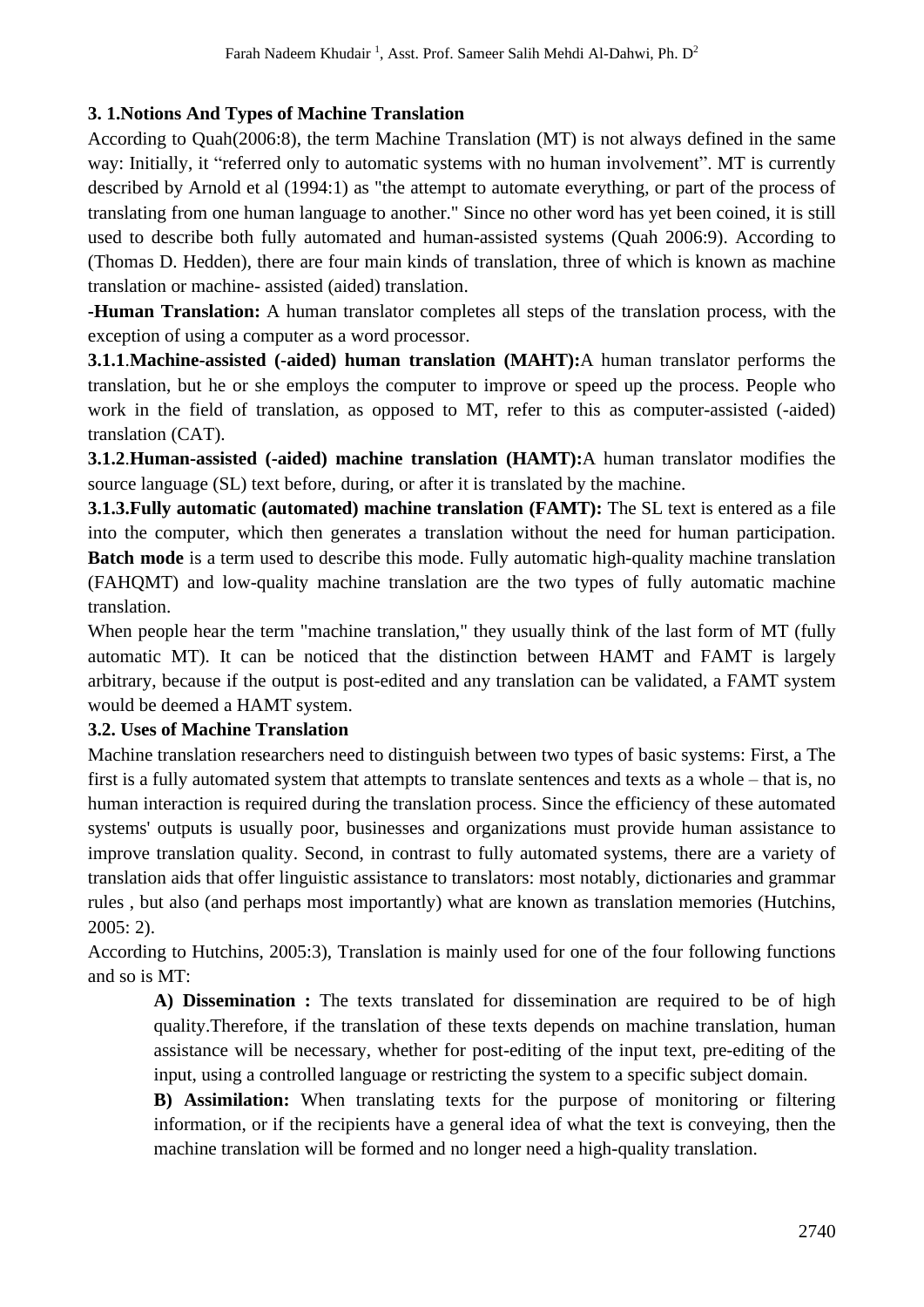### 3. 1.Notions And Types of Machine Translation

According to Quah(2006:8), the term Machine Translation (MT) is not always defined in the same way: Initially, it "referred only to automatic systems with no human involvement". MT is currently described by Arnold et al (1994:1) as "the attempt to automate everything, or part of the process of translating from one human language to another." Since no other word has yet been coined, it is still used to describe both fully automated and human-assisted systems (Quah 2006:9). According to (Thomas D. Hedden), there are four main kinds of translation, three of which is known as machine translation or machine- assisted (aided) translation.

**-Human Translation:** A human translator completes all steps of the translation process, with the exception of using a computer as a word processor.

**3.1.1**.**Machine-assisted (-aided) human translation (MAHT):**A human translator performs the translation, but he or she employs the computer to improve or speed up the process. People who work in the field of translation, as opposed to MT, refer to this as computer-assisted (-aided) translation (CAT).

**3.1.2**.**Human-assisted (-aided) machine translation (HAMT):**A human translator modifies the source language (SL) text before, during, or after it is translated by the machine.

**3.1.3.Fully automatic (automated) machine translation (FAMT):** The SL text is entered as a file into the computer, which then generates a translation without the need for human participation. **Batch mode** is a term used to describe this mode. Fully automatic high-quality machine translation (FAHQMT) and low-quality machine translation are the two types of fully automatic machine translation.

When people hear the term "machine translation," they usually think of the last form of MT (fully automatic MT). It can be noticed that the distinction between HAMT and FAMT is largely arbitrary, because if the output is post-edited and any translation can be validated, a FAMT system would be deemed a HAMT system.

### 3.2. Uses of Machine Translation

Machine translation researchers need to distinguish between two types of basic systems: First, a The first is a fully automated system that attempts to translate sentences and texts as a whole – that is, no human interaction is required during the translation process. Since the efficiency of these automated systems' outputs is usually poor, businesses and organizations must provide human assistance to improve translation quality. Second, in contrast to fully automated systems, there are a variety of translation aids that offer linguistic assistance to translators: most notably, dictionaries and grammar rules , but also (and perhaps most importantly) what are known as translation memories (Hutchins, 2005: 2).

According to Hutchins, 2005:3), Translation is mainly used for one of the four following functions and so is MT:

> **A) Dissemination :** The texts translated for dissemination are required to be of high quality.Therefore, if the translation of these texts depends on machine translation, human assistance will be necessary, whether for post-editing of the input text, pre-editing of the input, using a controlled language or restricting the system to a specific subject domain.
>
> **B) Assimilation:** When translating texts for the purpose of monitoring or filtering information, or if the recipients have a general idea of what the text is conveying, then the machine translation will be formed and no longer need a high-quality translation.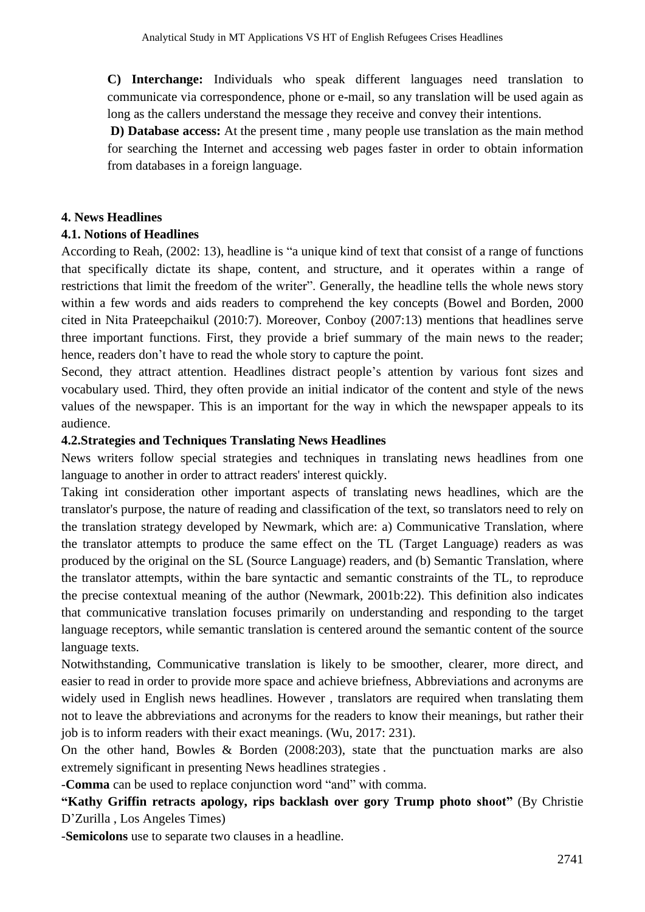**C) Interchange:** Individuals who speak different languages need translation to communicate via correspondence, phone or e-mail, so any translation will be used again as long as the callers understand the message they receive and convey their intentions.

**D) Database access:** At the present time , many people use translation as the main method for searching the Internet and accessing web pages faster in order to obtain information from databases in a foreign language.

## 4. News Headlines

### 4.1. Notions of Headlines

According to Reah, (2002: 13), headline is "a unique kind of text that consist of a range of functions that specifically dictate its shape, content, and structure, and it operates within a range of restrictions that limit the freedom of the writer". Generally, the headline tells the whole news story within a few words and aids readers to comprehend the key concepts (Bowel and Borden, 2000 cited in Nita Prateepchaikul (2010:7). Moreover, Conboy (2007:13) mentions that headlines serve three important functions. First, they provide a brief summary of the main news to the reader; hence, readers don't have to read the whole story to capture the point.

Second, they attract attention. Headlines distract people's attention by various font sizes and vocabulary used. Third, they often provide an initial indicator of the content and style of the news values of the newspaper. This is an important for the way in which the newspaper appeals to its audience.

### 4.2.Strategies and Techniques Translating News Headlines

News writers follow special strategies and techniques in translating news headlines from one language to another in order to attract readers' interest quickly.

Taking int consideration other important aspects of translating news headlines, which are the translator's purpose, the nature of reading and classification of the text, so translators need to rely on the translation strategy developed by Newmark, which are: a) Communicative Translation, where the translator attempts to produce the same effect on the TL (Target Language) readers as was produced by the original on the SL (Source Language) readers, and (b) Semantic Translation, where the translator attempts, within the bare syntactic and semantic constraints of the TL, to reproduce the precise contextual meaning of the author (Newmark, 2001b:22). This definition also indicates that communicative translation focuses primarily on understanding and responding to the target language receptors, while semantic translation is centered around the semantic content of the source language texts.

Notwithstanding, Communicative translation is likely to be smoother, clearer, more direct, and easier to read in order to provide more space and achieve briefness, Abbreviations and acronyms are widely used in English news headlines. However , translators are required when translating them not to leave the abbreviations and acronyms for the readers to know their meanings, but rather their job is to inform readers with their exact meanings. (Wu, 2017: 231).

On the other hand, Bowles & Borden (2008:203), state that the punctuation marks are also extremely significant in presenting News headlines strategies .

-**Comma** can be used to replace conjunction word "and" with comma.

**"Kathy Griffin retracts apology, rips backlash over gory Trump photo shoot"** (By Christie D'Zurilla , Los Angeles Times)

-**Semicolons** use to separate two clauses in a headline.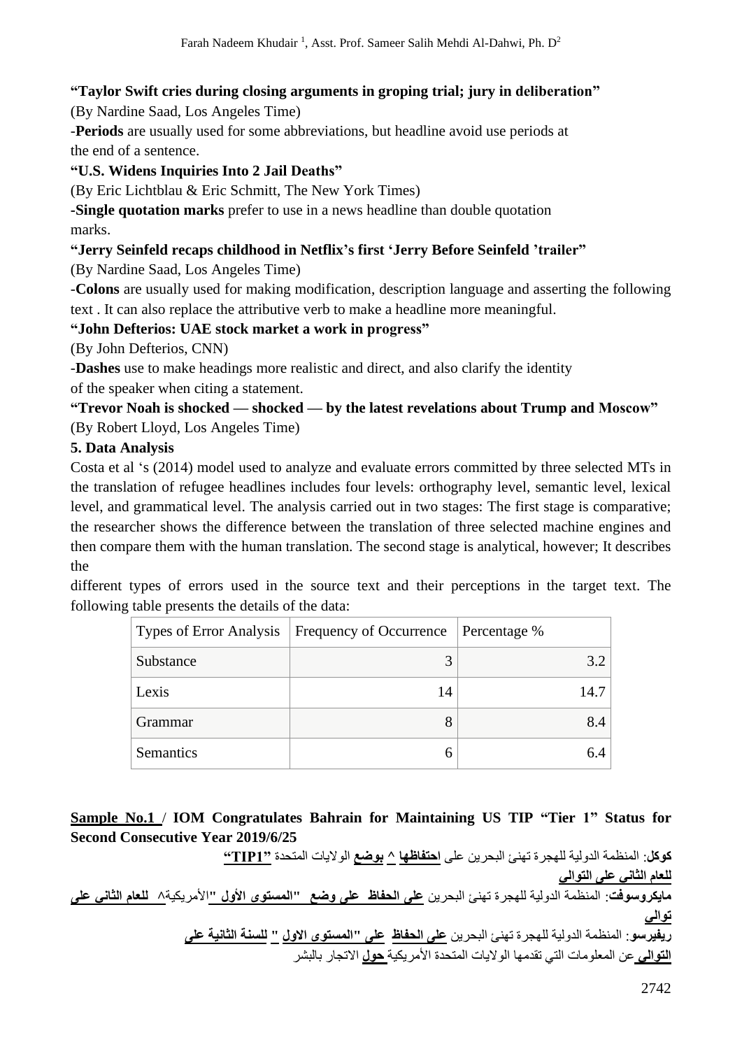**"Taylor Swift cries during closing arguments in groping trial; jury in deliberation"**

(By Nardine Saad, Los Angeles Time)

-**Periods** are usually used for some abbreviations, but headline avoid use periods at the end of a sentence.

**"U.S. Widens Inquiries Into 2 Jail Deaths"**

(By Eric Lichtblau & Eric Schmitt, The New York Times)

-**Single quotation marks** prefer to use in a news headline than double quotation marks.

**"Jerry Seinfeld recaps childhood in Netflix's first 'Jerry Before Seinfeld 'trailer"**

(By Nardine Saad, Los Angeles Time)

-**Colons** are usually used for making modification, description language and asserting the following text . It can also replace the attributive verb to make a headline more meaningful.

**"John Defterios: UAE stock market a work in progress"**

(By John Defterios, CNN)

-**Dashes** use to make headings more realistic and direct, and also clarify the identity of the speaker when citing a statement.

**"Trevor Noah is shocked — shocked — by the latest revelations about Trump and Moscow"**

(By Robert Lloyd, Los Angeles Time)

## 5. Data Analysis

Costa et al 's (2014) model used to analyze and evaluate errors committed by three selected MTs in the translation of refugee headlines includes four levels: orthography level, semantic level, lexical level, and grammatical level. The analysis carried out in two stages: The first stage is comparative; the researcher shows the difference between the translation of three selected machine engines and then compare them with the human translation. The second stage is analytical, however; It describes the different types of errors used in the source text and their perceptions in the target text. The following table presents the details of the data:

| Types of Error Analysis | Frequency of Occurrence | Percentage % |
|---|---|---|
| Substance | 3 | 3.2 |
| Lexis | 14 | 14.7 |
| Grammar | 8 | 8.4 |
| Semantics | 6 | 6.4 |

**Sample No.1 / IOM Congratulates Bahrain for Maintaining US TIP "Tier 1" Status for Second Consecutive Year 2019/6/25**

**كوكل**: المنظمة الدولية للهجرة تهنئ البحرين على **احتفاظها ^ بوضع** الولايات المتحدة **"TIP1" للعام الثاني على التوالي**

**مايكروسوفت**: المنظمة الدولية للهجرة تهنئ البحرين **على الحفاظ على وضع "المستوى الأول "**الأمريكية^ **للعام الثاني على توالي**

**ريفيرسو**: المنظمة الدولية للهجرة تهنئ البحرين **على الحفاظ على "المستوى الاول " للسنة الثانية على التوالي** عن المعلومات التي تقدمها الولايات المتحدة الأمريكية **حول** الاتجار بالبشر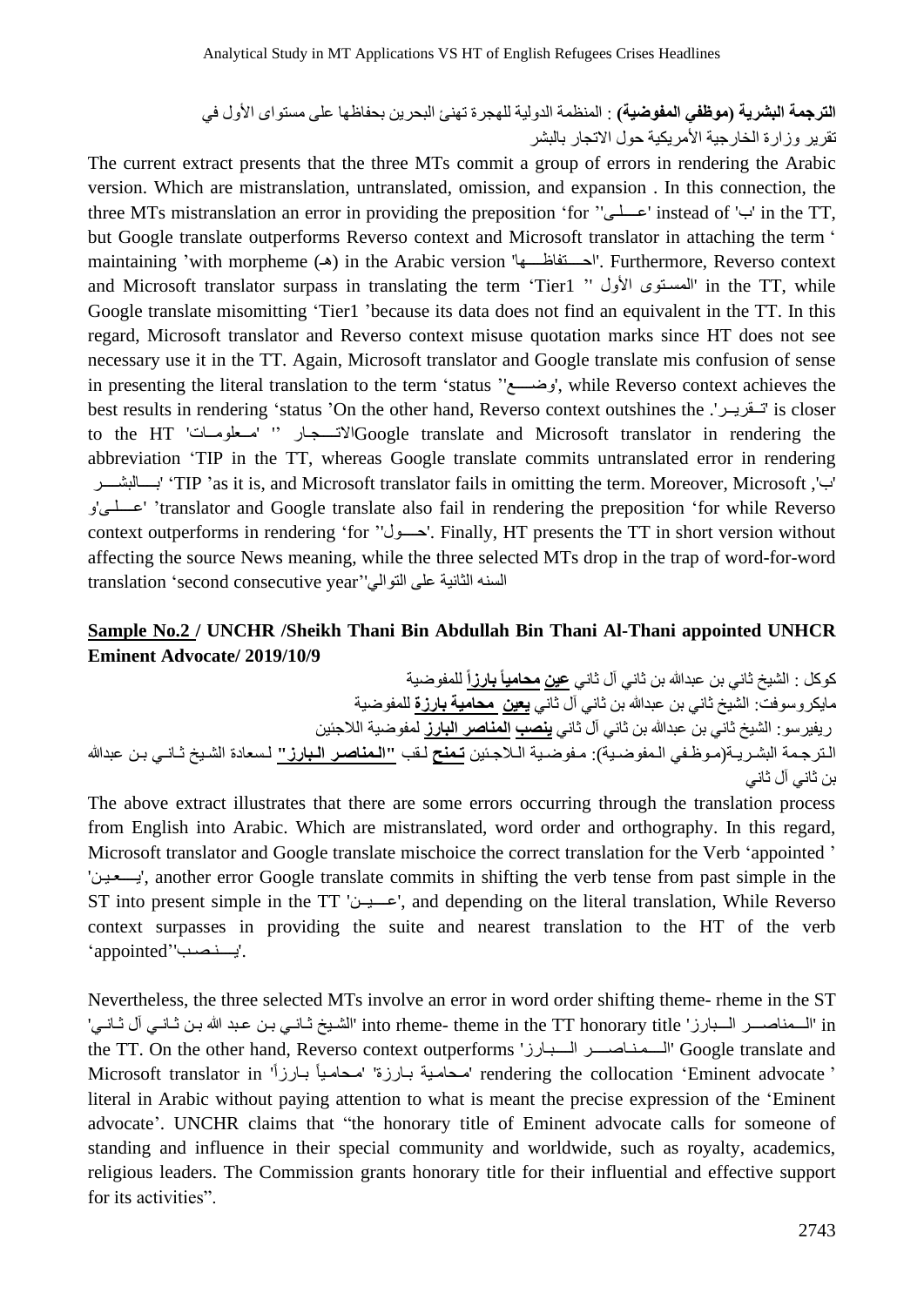**الترجمة البشرية (موظفي المفوضية)** : المنظمة الدولية للهجرة تهنئ البحرين بحفاظها على مستوى الأول في تقرير وزارة الخارجية الأمريكية حول الاتجار بالبشر

The current extract presents that the three MTs commit a group of errors in rendering the Arabic version. Which are mistranslation, untranslated, omission, and expansion . In this connection, the three MTs mistranslation an error in providing the preposition 'for ''عـــلـى' instead of 'ب' in the TT, but Google translate outperforms Reverso context and Microsoft translator in attaching the term ' maintaining 'with morpheme (هـ) in the Arabic version 'احـــتفاظـــها'. Furthermore, Reverso context and Microsoft translator surpass in translating the term 'Tier1 '' المستوى الأول' in the TT, while Google translate misomitting 'Tier1 'because its data does not find an equivalent in the TT. In this regard, Microsoft translator and Reverso context misuse quotation marks since HT does not see necessary use it in the TT. Again, Microsoft translator and Google translate mis confusion of sense in presenting the literal translation to the term 'status ''وضـــع', while Reverso context achieves the best results in rendering 'status 'On the other hand, Reverso context outshines the .'تـقريـر' is closer to the HT 'مـعلومـات' '' الاتـــجار'Google translate and Microsoft translator in rendering the abbreviation 'TIP in the TT, whereas Google translate commits untranslated error in rendering 'بـــالبشــر' 'TIP 'as it is, and Microsoft translator fails in omitting the term. Moreover, Microsoft ,'ب' 'عـــلـى'و 'translator and Google translate also fail in rendering the preposition 'for while Reverso context outperforms in rendering 'for ''حـــول'. Finally, HT presents the TT in short version without affecting the source News meaning, while the three selected MTs drop in the trap of word-for-word translation 'second consecutive year''السنه الثانية على التوالي

**<u>Sample No.2</u> / UNCHR /Sheikh Thani Bin Abdullah Bin Thani Al-Thani appointed UNHCR Eminent Advocate/ 2019/10/9**

كوكل : الشيخ ثاني بن عبدالله بن ثاني آل ثاني **<u>عين</u>** **<u>محامياً بارزاً</u>** للمفوضية

مايكروسوفت: الشيخ ثاني بن عبدالله بن ثاني آل ثاني **<u>يعين</u>** **<u>محامية بارزة</u>** للمفوضية

ريفيرسو: الشيخ ثاني بن عبدالله بن ثاني آل ثاني **<u>ينصب</u>** **<u>المناصر البارز</u>** لمفوضية اللاجئين

الترجمة البشرية(موظفي المفوضية): مفوضية اللاجئين **<u>تمنح</u>** لقب **<u>"المناصر البارز"</u>** لسعادة الشيخ ثاني بن عبدالله بن ثاني آل ثاني

The above extract illustrates that there are some errors occurring through the translation process from English into Arabic. Which are mistranslated, word order and orthography. In this regard, Microsoft translator and Google translate mischoice the correct translation for the Verb 'appointed ' 'يـــعـين', another error Google translate commits in shifting the verb tense from past simple in the ST into present simple in the TT 'عـــيـن', and depending on the literal translation, While Reverso context surpasses in providing the suite and nearest translation to the HT of the verb 'appointed''يـــنـصـب'.

Nevertheless, the three selected MTs involve an error in word order shifting theme- rheme in the ST 'الشيخ ثـاني بـن عـبد الله بـن ثـانـي آل ثـانـي' into rheme- theme in the TT honorary title 'الـــمناصــر الـــبارز' in the TT. On the other hand, Reverso context outperforms 'الـــمـنـاصــر الـــبـارز' Google translate and Microsoft translator in 'محامياً بـارزاً' 'محامية بـارزة' rendering the collocation 'Eminent advocate ' literal in Arabic without paying attention to what is meant the precise expression of the 'Eminent advocate'. UNCHR claims that "the honorary title of Eminent advocate calls for someone of standing and influence in their special community and worldwide, such as royalty, academics, religious leaders. The Commission grants honorary title for their influential and effective support for its activities".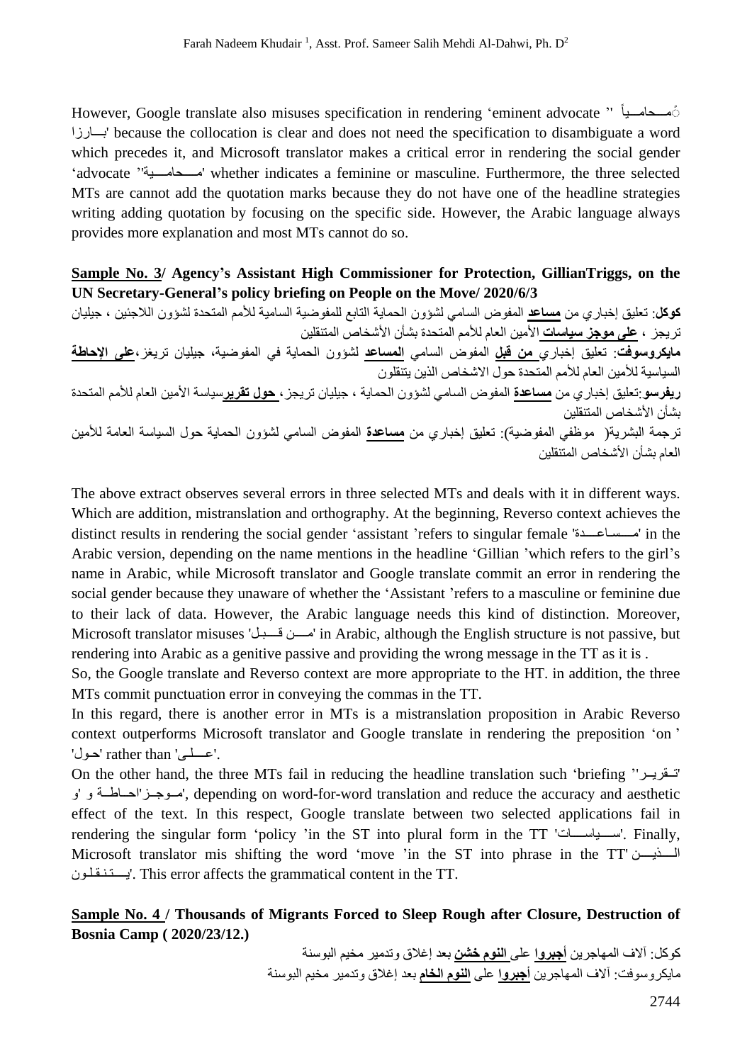However, Google translate also misuses specification in rendering ‘eminent advocate ''مـحاميـاً بـارزا' because the collocation is clear and does not need the specification to disambiguate a word which precedes it, and Microsoft translator makes a critical error in rendering the social gender ‘advocate ''مـحاميـة' whether indicates a feminine or masculine. Furthermore, the three selected MTs are cannot add the quotation marks because they do not have one of the headline strategies writing adding quotation by focusing on the specific side. However, the Arabic language always provides more explanation and most MTs cannot do so.

**<u>Sample No. 3</u>/ Agency’s Assistant High Commissioner for Protection, GillianTriggs, on the UN Secretary-General’s policy briefing on People on the Move/ 2020/6/3**

**كوكل**: تعليق إخباري من **<u>مساعد</u>** المفوض السامي لشؤون الحماية التابع للمفوضية السامية للأمم المتحدة لشؤون اللاجئين ، جيليان تريجز ، **<u>على موجز سياسات</u>** الأمين العام للأمم المتحدة بشأن الأشخاص المتنقلين

**مايكروسوفت**: تعليق إخباري **<u>من قبل</u>** المفوض السامي **<u>المساعد</u>** لشؤون الحماية في المفوضية، جيليان تريغز،**<u>على الإحاطة</u>** السياسية للأمين العام للأمم المتحدة حول الاشخاص الذين يتنقلون

**ريفرسو**:تعليق إخباري من **<u>مساعدة</u>** المفوض السامي لشؤون الحماية ، جيليان تريجز، **<u>حول تقرير</u>**سياسة الأمين العام للأمم المتحدة بشأن الأشخاص المتنقلين

ترجمة البشرية( موظفي المفوضية): تعليق إخباري من **<u>مساعدة</u>** المفوض السامي لشؤون الحماية حول السياسة العامة للأمين العام بشأن الأشخاص المتنقلين

The above extract observes several errors in three selected MTs and deals with it in different ways. Which are addition, mistranslation and orthography. At the beginning, Reverso context achieves the distinct results in rendering the social gender ‘assistant ’refers to singular female 'مـساعـدة' in the Arabic version, depending on the name mentions in the headline ‘Gillian ’which refers to the girl’s name in Arabic, while Microsoft translator and Google translate commit an error in rendering the social gender because they unaware of whether the ‘Assistant ’refers to a masculine or feminine due to their lack of data. However, the Arabic language needs this kind of distinction. Moreover, Microsoft translator misuses 'مـن قـبل' in Arabic, although the English structure is not passive, but rendering into Arabic as a genitive passive and providing the wrong message in the TT as it is .

So, the Google translate and Reverso context are more appropriate to the HT. in addition, the three MTs commit punctuation error in conveying the commas in the TT.

In this regard, there is another error in MTs is a mistranslation proposition in Arabic Reverso context outperforms Microsoft translator and Google translate in rendering the preposition ‘on ’ 'حـول' rather than 'عـلـى'.

On the other hand, the three MTs fail in reducing the headline translation such ‘briefing ''تـقريـر' و 'مـوجـز'احـاطـة و', depending on word-for-word translation and reduce the accuracy and aesthetic effect of the text. In this respect, Google translate between two selected applications fail in rendering the singular form ‘policy ’in the ST into plural form in the TT 'سـياسـات'. Finally, Microsoft translator mis shifting the word ‘move ’in the ST into phrase in the TT' الـذيـن يـتـنقلـون'. This error affects the grammatical content in the TT.

**<u>Sample No. 4</u> / Thousands of Migrants Forced to Sleep Rough after Closure, Destruction of Bosnia Camp ( 2020/23/12.)**

كوكل: آلاف المهاجرين **<u>أجبروا</u>** على **<u>النوم خشن</u>** بعد إغلاق وتدمير مخيم البوسنة

مايكروسوفت: آلاف المهاجرين **<u>أجبروا</u>** على **<u>النوم الخام</u>** بعد إغلاق وتدمير مخيم البوسنة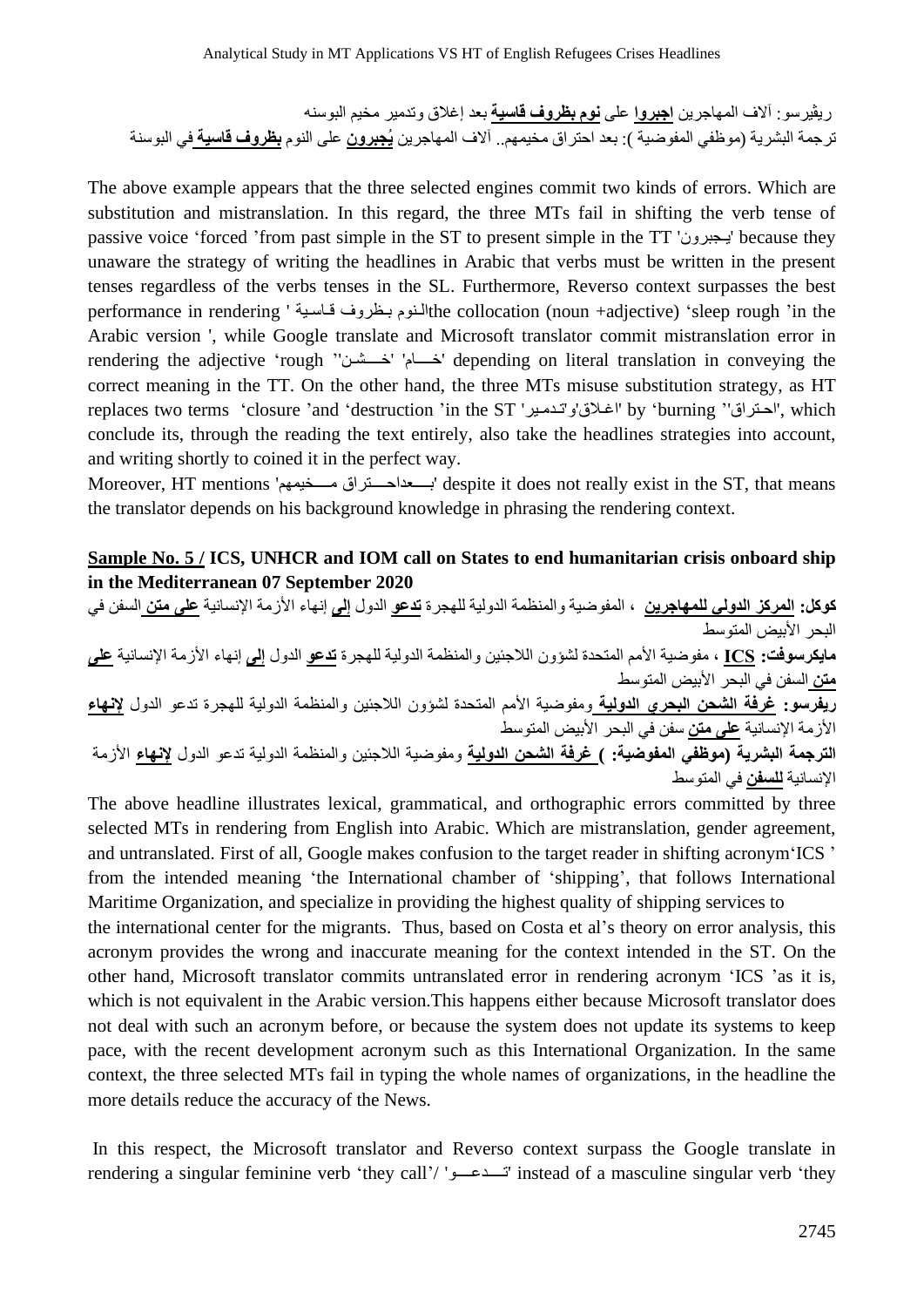ريڤيرسو: آلاف المهاجرين **اجبروا** على **نوم بظروف قاسية** بعد إغلاق وتدمير مخيم البوسنه

ترجمة البشرية (موظفي المفوضية ): بعد احتراق مخيمهم.. آلاف المهاجرين **يُجبرون** على النوم **بظروف قاسية** في البوسنة

The above example appears that the three selected engines commit two kinds of errors. Which are substitution and mistranslation. In this regard, the three MTs fail in shifting the verb tense of passive voice 'forced 'from past simple in the ST to present simple in the TT 'يجبرون' because they unaware the strategy of writing the headlines in Arabic that verbs must be written in the present tenses regardless of the verbs tenses in the SL. Furthermore, Reverso context surpasses the best performance in rendering ' النوم بظروف قاسية the collocation (noun +adjective) 'sleep rough 'in the Arabic version ', while Google translate and Microsoft translator commit mistranslation error in rendering the adjective 'rough ''خشن' 'خام' depending on literal translation in conveying the correct meaning in the TT. On the other hand, the three MTs misuse substitution strategy, as HT replaces two terms 'closure 'and 'destruction 'in the ST 'اغلاق'و'تدمير' by 'burning ''احتراق', which conclude its, through the reading the text entirely, also take the headlines strategies into account, and writing shortly to coined it in the perfect way.

Moreover, HT mentions 'بعداحتراق مخيمهم' despite it does not really exist in the ST, that means the translator depends on his background knowledge in phrasing the rendering context.

**<u>Sample No. 5 /</u> ICS, UNHCR and IOM call on States to end humanitarian crisis onboard ship in the Mediterranean 07 September 2020**

**كوكل: <u>المركز الدولي للمهاجرين</u>** ، المفوضية والمنظمة الدولية للهجرة **<u>تدعو</u>** الدول **<u>إلى</u>** إنهاء الأزمة الإنسانية **<u>على متن</u>** السفن في البحر الأبيض المتوسط

**مايكرسوفت: <u>ICS</u>** ، مفوضية الأمم المتحدة لشؤون اللاجئين والمنظمة الدولية للهجرة **<u>تدعو</u>** الدول **<u>إلى</u>** إنهاء الأزمة الإنسانية **<u>على متن</u>** السفن في البحر الأبيض المتوسط

**ريفرسو: <u>غرفة الشحن البحري الدولية</u>** ومفوضية الأمم المتحدة لشؤون اللاجئين والمنظمة الدولية للهجرة تدعو الدول **<u>لإنهاء</u>** الأزمة الإنسانية **<u>على متن</u>** سفن في البحر الأبيض المتوسط

**الترجمة البشرية (موظفي المفوضية: ) <u>غرفة الشحن الدولية</u>** ومفوضية اللاجئين والمنظمة الدولية تدعو الدول **<u>لإنهاء</u>** الأزمة الإنسانية **<u>للسفن</u>** في المتوسط

The above headline illustrates lexical, grammatical, and orthographic errors committed by three selected MTs in rendering from English into Arabic. Which are mistranslation, gender agreement, and untranslated. First of all, Google makes confusion to the target reader in shifting acronym'ICS ' from the intended meaning 'the International chamber of 'shipping', that follows International Maritime Organization, and specialize in providing the highest quality of shipping services to the international center for the migrants. Thus, based on Costa et al's theory on error analysis, this acronym provides the wrong and inaccurate meaning for the context intended in the ST. On the other hand, Microsoft translator commits untranslated error in rendering acronym 'ICS 'as it is, which is not equivalent in the Arabic version.This happens either because Microsoft translator does not deal with such an acronym before, or because the system does not update its systems to keep pace, with the recent development acronym such as this International Organization. In the same context, the three selected MTs fail in typing the whole names of organizations, in the headline the more details reduce the accuracy of the News.

In this respect, the Microsoft translator and Reverso context surpass the Google translate in rendering a singular feminine verb 'they call'/ 'تدعو' instead of a masculine singular verb 'they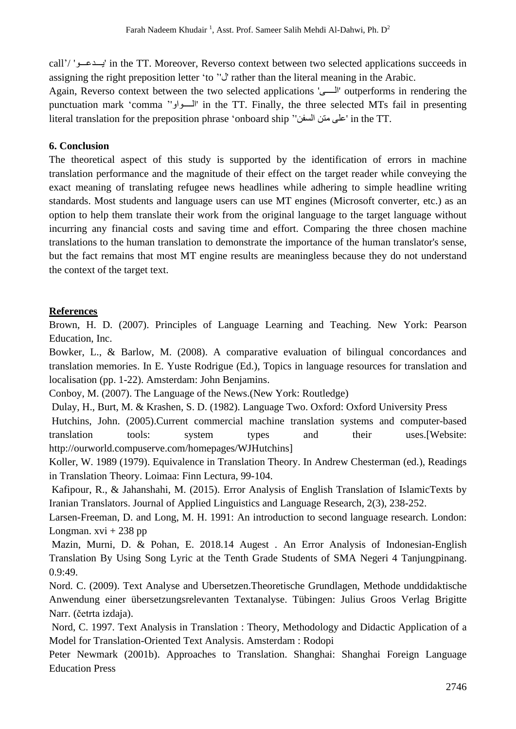call'/ 'يــدعــو' in the TT. Moreover, Reverso context between two selected applications succeeds in assigning the right preposition letter 'to ''ل' rather than the literal meaning in the Arabic.

Again, Reverso context between the two selected applications 'الـــى' outperforms in rendering the punctuation mark 'comma ''الـــواو' in the TT. Finally, the three selected MTs fail in presenting literal translation for the preposition phrase 'onboard ship ''على متن السفن' in the TT.

## 6. Conclusion

The theoretical aspect of this study is supported by the identification of errors in machine translation performance and the magnitude of their effect on the target reader while conveying the exact meaning of translating refugee news headlines while adhering to simple headline writing standards. Most students and language users can use MT engines (Microsoft converter, etc.) as an option to help them translate their work from the original language to the target language without incurring any financial costs and saving time and effort. Comparing the three chosen machine translations to the human translation to demonstrate the importance of the human translator's sense, but the fact remains that most MT engine results are meaningless because they do not understand the context of the target text.

## References

Brown, H. D. (2007). Principles of Language Learning and Teaching. New York: Pearson Education, Inc.

Bowker, L., & Barlow, M. (2008). A comparative evaluation of bilingual concordances and translation memories. In E. Yuste Rodrigue (Ed.), Topics in language resources for translation and localisation (pp. 1-22). Amsterdam: John Benjamins.

Conboy, M. (2007). The Language of the News.(New York: Routledge)

Dulay, H., Burt, M. & Krashen, S. D. (1982). Language Two. Oxford: Oxford University Press

Hutchins, John. (2005).Current commercial machine translation systems and computer-based translation tools: system types and their uses.[Website: http://ourworld.compuserve.com/homepages/WJHutchins]

Koller, W. 1989 (1979). Equivalence in Translation Theory. In Andrew Chesterman (ed.), Readings in Translation Theory. Loimaa: Finn Lectura, 99-104.

Kafipour, R., & Jahanshahi, M. (2015). Error Analysis of English Translation of IslamicTexts by Iranian Translators. Journal of Applied Linguistics and Language Research, 2(3), 238-252.

Larsen-Freeman, D. and Long, M. H. 1991: An introduction to second language research. London: Longman. xvi + 238 pp

Mazin, Murni, D. & Pohan, E. 2018.14 Augest . An Error Analysis of Indonesian-English Translation By Using Song Lyric at the Tenth Grade Students of SMA Negeri 4 Tanjungpinang. 0.9:49.

Nord. C. (2009). Text Analyse and Ubersetzen.Theoretische Grundlagen, Methode unddidaktische Anwendung einer übersetzungsrelevanten Textanalyse. Tübingen: Julius Groos Verlag Brigitte Narr. (četrta izdaja).

Nord, C. 1997. Text Analysis in Translation : Theory, Methodology and Didactic Application of a Model for Translation-Oriented Text Analysis. Amsterdam : Rodopi

Peter Newmark (2001b). Approaches to Translation. Shanghai: Shanghai Foreign Language Education Press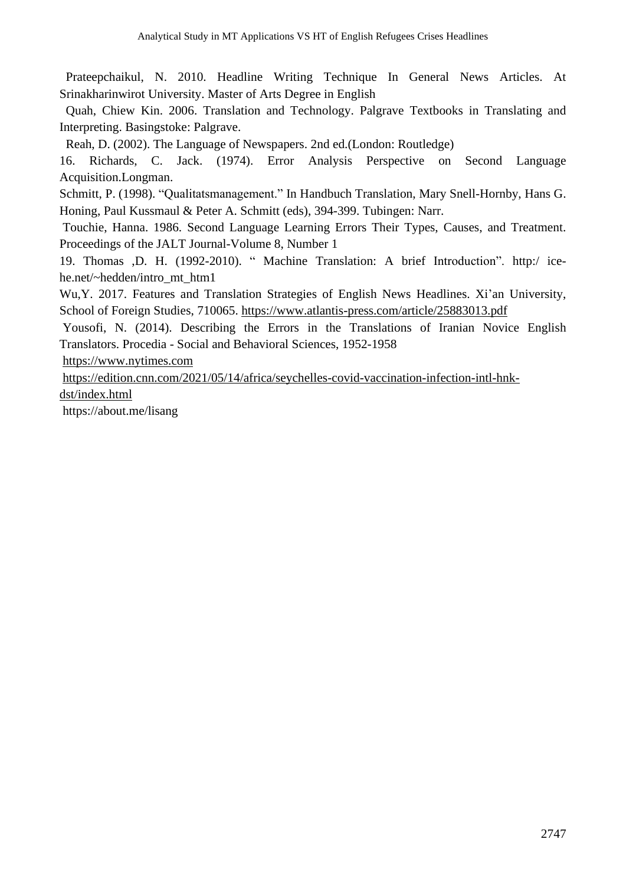Prateepchaikul, N. 2010. Headline Writing Technique In General News Articles. At Srinakharinwirot University. Master of Arts Degree in English

Quah, Chiew Kin. 2006. Translation and Technology. Palgrave Textbooks in Translating and Interpreting. Basingstoke: Palgrave.

Reah, D. (2002). The Language of Newspapers. 2nd ed.(London: Routledge)

16. Richards, C. Jack. (1974). Error Analysis Perspective on Second Language Acquisition.Longman.

Schmitt, P. (1998). “Qualitatsmanagement.” In Handbuch Translation, Mary Snell-Hornby, Hans G. Honing, Paul Kussmaul & Peter A. Schmitt (eds), 394-399. Tubingen: Narr.

Touchie, Hanna. 1986. Second Language Learning Errors Their Types, Causes, and Treatment. Proceedings of the JALT Journal-Volume 8, Number 1

19. Thomas ,D. H. (1992-2010). “ Machine Translation: A brief Introduction”. http:/ ice-he.net/~hedden/intro_mt_htm1

Wu,Y. 2017. Features and Translation Strategies of English News Headlines. Xi’an University, School of Foreign Studies, 710065. https://www.atlantis-press.com/article/25883013.pdf

Yousofi, N. (2014). Describing the Errors in the Translations of Iranian Novice English Translators. Procedia - Social and Behavioral Sciences, 1952-1958

https://www.nytimes.com

https://edition.cnn.com/2021/05/14/africa/seychelles-covid-vaccination-infection-intl-hnk-dst/index.html

https://about.me/lisang